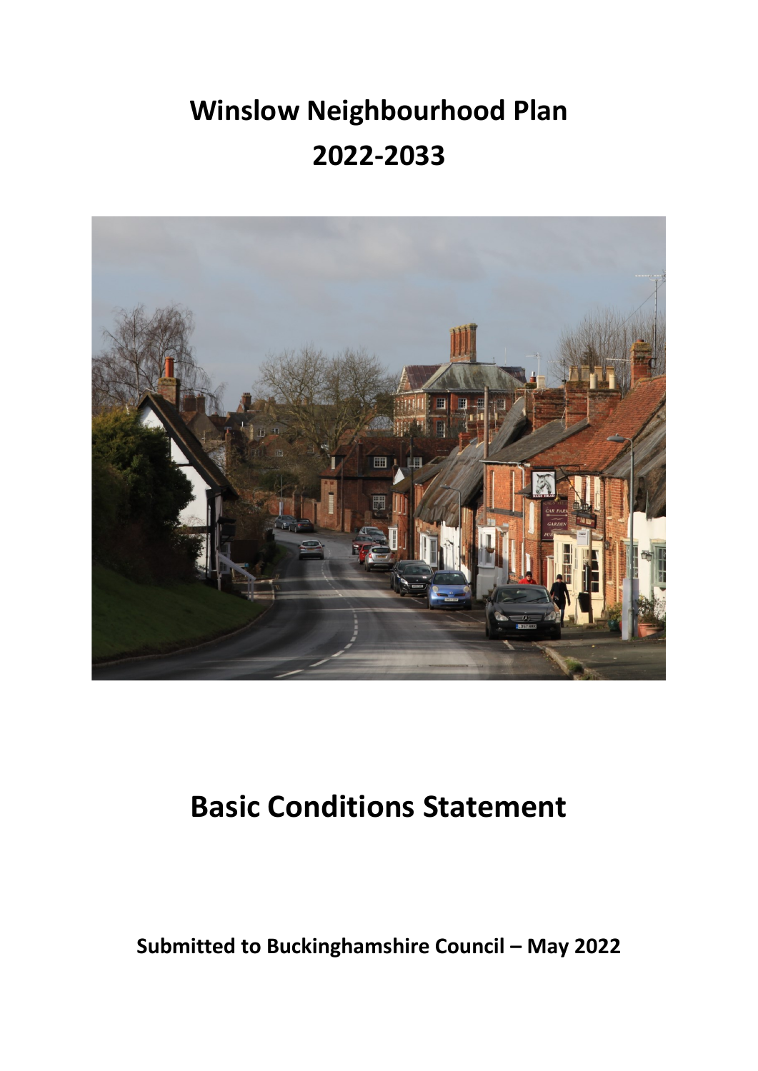# Winslow Neighbourhood Plan
# 2022-2033

# Basic Conditions Statement

**Submitted to Buckinghamshire Council – May 2022**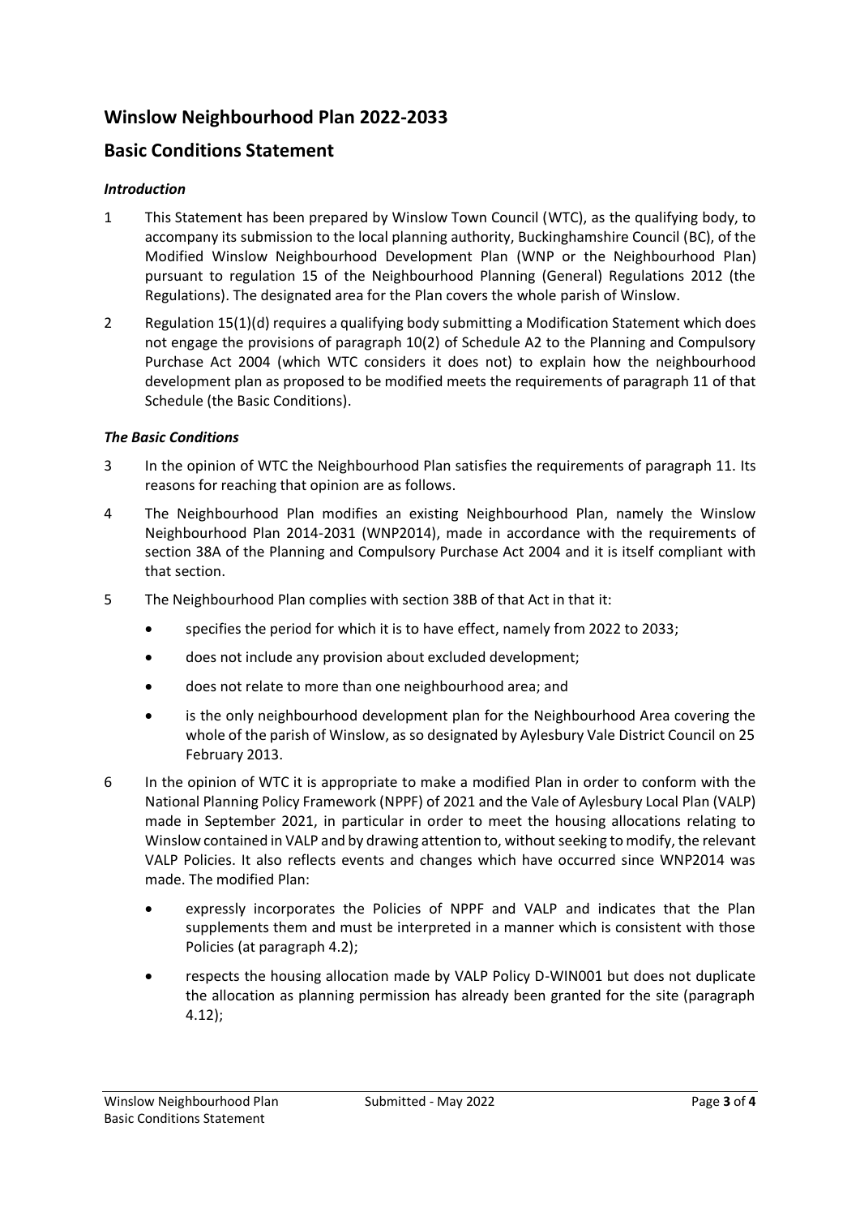# Winslow Neighbourhood Plan 2022-2033

## Basic Conditions Statement

### *Introduction*

1. This Statement has been prepared by Winslow Town Council (WTC), as the qualifying body, to accompany its submission to the local planning authority, Buckinghamshire Council (BC), of the Modified Winslow Neighbourhood Development Plan (WNP or the Neighbourhood Plan) pursuant to regulation 15 of the Neighbourhood Planning (General) Regulations 2012 (the Regulations). The designated area for the Plan covers the whole parish of Winslow.

2. Regulation 15(1)(d) requires a qualifying body submitting a Modification Statement which does not engage the provisions of paragraph 10(2) of Schedule A2 to the Planning and Compulsory Purchase Act 2004 (which WTC considers it does not) to explain how the neighbourhood development plan as proposed to be modified meets the requirements of paragraph 11 of that Schedule (the Basic Conditions).

### *The Basic Conditions*

3. In the opinion of WTC the Neighbourhood Plan satisfies the requirements of paragraph 11. Its reasons for reaching that opinion are as follows.

4. The Neighbourhood Plan modifies an existing Neighbourhood Plan, namely the Winslow Neighbourhood Plan 2014-2031 (WNP2014), made in accordance with the requirements of section 38A of the Planning and Compulsory Purchase Act 2004 and it is itself compliant with that section.

5. The Neighbourhood Plan complies with section 38B of that Act in that it:
   - specifies the period for which it is to have effect, namely from 2022 to 2033;
   - does not include any provision about excluded development;
   - does not relate to more than one neighbourhood area; and
   - is the only neighbourhood development plan for the Neighbourhood Area covering the whole of the parish of Winslow, as so designated by Aylesbury Vale District Council on 25 February 2013.

6. In the opinion of WTC it is appropriate to make a modified Plan in order to conform with the National Planning Policy Framework (NPPF) of 2021 and the Vale of Aylesbury Local Plan (VALP) made in September 2021, in particular in order to meet the housing allocations relating to Winslow contained in VALP and by drawing attention to, without seeking to modify, the relevant VALP Policies. It also reflects events and changes which have occurred since WNP2014 was made. The modified Plan:
   - expressly incorporates the Policies of NPPF and VALP and indicates that the Plan supplements them and must be interpreted in a manner which is consistent with those Policies (at paragraph 4.2);
   - respects the housing allocation made by VALP Policy D-WIN001 but does not duplicate the allocation as planning permission has already been granted for the site (paragraph 4.12);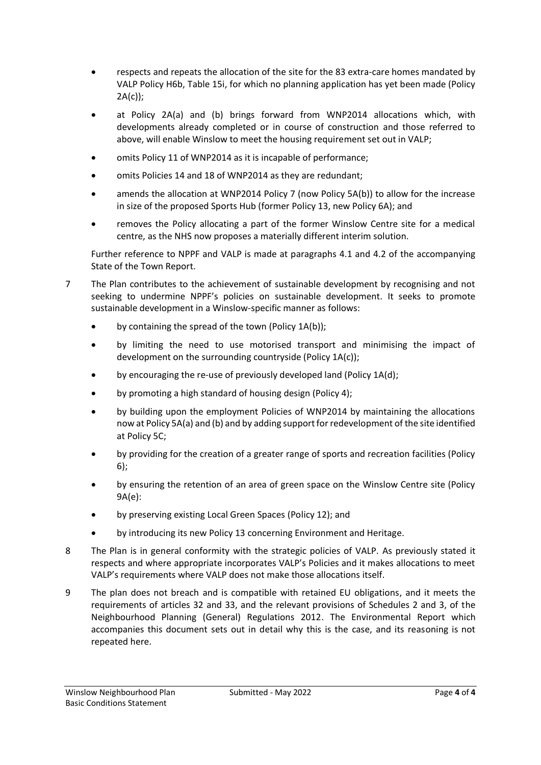- respects and repeats the allocation of the site for the 83 extra-care homes mandated by VALP Policy H6b, Table 15i, for which no planning application has yet been made (Policy 2A(c));
- at Policy 2A(a) and (b) brings forward from WNP2014 allocations which, with developments already completed or in course of construction and those referred to above, will enable Winslow to meet the housing requirement set out in VALP;
- omits Policy 11 of WNP2014 as it is incapable of performance;
- omits Policies 14 and 18 of WNP2014 as they are redundant;
- amends the allocation at WNP2014 Policy 7 (now Policy 5A(b)) to allow for the increase in size of the proposed Sports Hub (former Policy 13, new Policy 6A); and
- removes the Policy allocating a part of the former Winslow Centre site for a medical centre, as the NHS now proposes a materially different interim solution.

Further reference to NPPF and VALP is made at paragraphs 4.1 and 4.2 of the accompanying State of the Town Report.

7 The Plan contributes to the achievement of sustainable development by recognising and not seeking to undermine NPPF's policies on sustainable development. It seeks to promote sustainable development in a Winslow-specific manner as follows:

- by containing the spread of the town (Policy 1A(b));
- by limiting the need to use motorised transport and minimising the impact of development on the surrounding countryside (Policy 1A(c));
- by encouraging the re-use of previously developed land (Policy 1A(d);
- by promoting a high standard of housing design (Policy 4);
- by building upon the employment Policies of WNP2014 by maintaining the allocations now at Policy 5A(a) and (b) and by adding support for redevelopment of the site identified at Policy 5C;
- by providing for the creation of a greater range of sports and recreation facilities (Policy 6);
- by ensuring the retention of an area of green space on the Winslow Centre site (Policy 9A(e):
- by preserving existing Local Green Spaces (Policy 12); and
- by introducing its new Policy 13 concerning Environment and Heritage.

8 The Plan is in general conformity with the strategic policies of VALP. As previously stated it respects and where appropriate incorporates VALP's Policies and it makes allocations to meet VALP's requirements where VALP does not make those allocations itself.

9 The plan does not breach and is compatible with retained EU obligations, and it meets the requirements of articles 32 and 33, and the relevant provisions of Schedules 2 and 3, of the Neighbourhood Planning (General) Regulations 2012. The Environmental Report which accompanies this document sets out in detail why this is the case, and its reasoning is not repeated here.